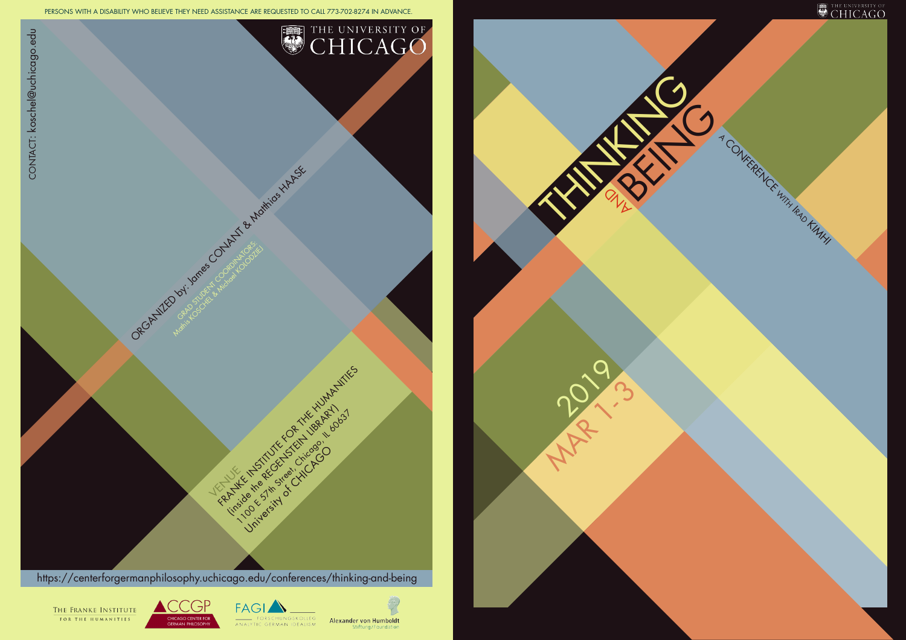PERSONS WITH A DISABILITY WHO BELIEVE THEY NEED ASSISTANCE ARE REQUESTED TO CALL 773-702-8274 IN ADVANCE.

CONTACT: koschel@uchicago.edu

THE UNIVERSITY OF CHICAGO

ORGANIZED by: James CONANT & Matthias HAASE

GRAD STUDENT COORDINATORS: Mathis KOSCHEL & Michael KOLODZIEJ

VENUE

FRANKE INSTITUTE FOR THE HUMANITIES
(inside the REGENSTEIN LIBRARY)
1100 E 57th Street, Chicago, IL 60637
University of CHICAGO

https://centerforgermanphilosophy.uchicago.edu/conferences/thinking-and-being

The Franke Institute for the Humanities

CCGP Chicago Center for German Philosophy

FAGI Forschungskolleg Analytic German Idealism

Alexander von Humboldt Stiftung/Foundation

THE UNIVERSITY OF CHICAGO

# THINKING AND BEING

A CONFERENCE WITH IRAD KIMHI

2019 MAR 1-3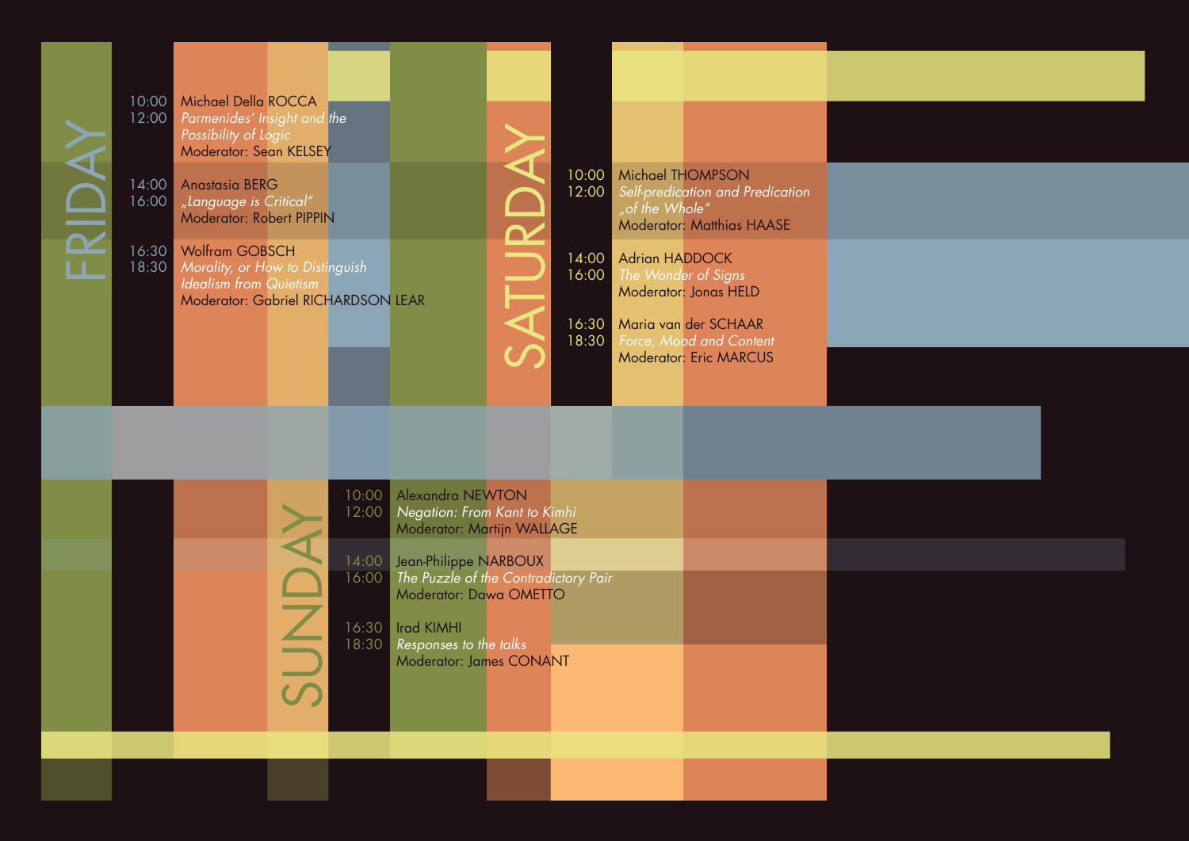## FRIDAY

10:00 – 12:00
Michael Della ROCCA
*Parmenides' Insight and the Possibility of Logic*
Moderator: Sean KELSEY

14:00 – 16:00
Anastasia BERG
*„Language is Critical"*
Moderator: Robert PIPPIN

16:30 – 18:30
Wolfram GOBSCH
*Morality, or How to Distinguish Idealism from Quietism*
Moderator: Gabriel RICHARDSON LEAR

## SATURDAY

10:00 – 12:00
Michael THOMPSON
*Self-predication and Predication „of the Whole"*
Moderator: Matthias HAASE

14:00 – 16:00
Adrian HADDOCK
*The Wonder of Signs*
Moderator: Jonas HELD

16:30 – 18:30
Maria van der SCHAAR
*Force, Mood and Content*
Moderator: Eric MARCUS

## SUNDAY

10:00 – 12:00
Alexandra NEWTON
*Negation: From Kant to Kimhi*
Moderator: Martijn WALLAGE

14:00 – 16:00
Jean-Philippe NARBOUX
*The Puzzle of the Contradictory Pair*
Moderator: Dawa OMETTO

16:30 – 18:30
Irad KIMHI
*Responses to the talks*
Moderator: James CONANT